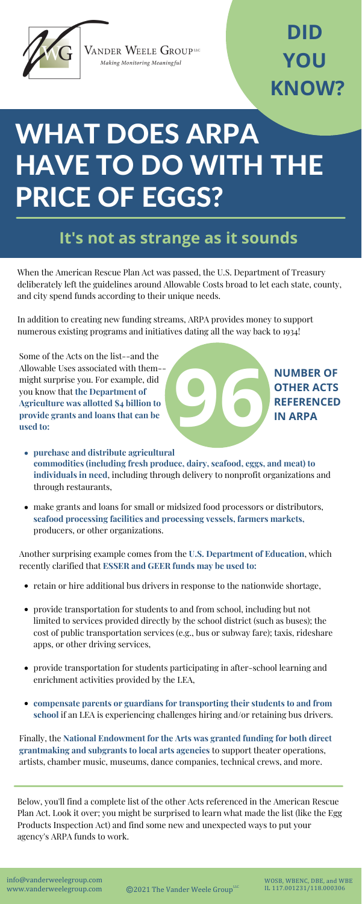Vander Weele Group LLC
*Making Monitoring Meaningful*

**DID YOU KNOW?**

# WHAT DOES ARPA HAVE TO DO WITH THE PRICE OF EGGS?

## It's not as strange as it sounds

When the American Rescue Plan Act was passed, the U.S. Department of Treasury deliberately left the guidelines around Allowable Costs broad to let each state, county, and city spend funds according to their unique needs.

In addition to creating new funding streams, ARPA provides money to support numerous existing programs and initiatives dating all the way back to 1934!

**96** **NUMBER OF OTHER ACTS REFERENCED IN ARPA**

Some of the Acts on the list--and the Allowable Uses associated with them--might surprise you. For example, did you know that **the Department of Agriculture was allotted $4 billion to provide grants and loans that can be used to:**

- **purchase and distribute agricultural commodities (including fresh produce, dairy, seafood, eggs, and meat) to individuals in need**, including through delivery to nonprofit organizations and through restaurants,
- make grants and loans for small or midsized food processors or distributors, **seafood processing facilities and processing vessels, farmers markets,** producers, or other organizations.

Another surprising example comes from the **U.S. Department of Education**, which recently clarified that **ESSER and GEER funds may be used to:**

- retain or hire additional bus drivers in response to the nationwide shortage,
- provide transportation for students to and from school, including but not limited to services provided directly by the school district (such as buses); the cost of public transportation services (e.g., bus or subway fare); taxis, rideshare apps, or other driving services,
- provide transportation for students participating in after-school learning and enrichment activities provided by the LEA,
- **compensate parents or guardians for transporting their students to and from school** if an LEA is experiencing challenges hiring and/or retaining bus drivers.

Finally, the **National Endowment for the Arts was granted funding for both direct grantmaking and subgrants to local arts agencies** to support theater operations, artists, chamber music, museums, dance companies, technical crews, and more.

Below, you'll find a complete list of the other Acts referenced in the American Rescue Plan Act. Look it over; you might be surprised to learn what made the list (like the Egg Products Inspection Act) and find some new and unexpected ways to put your agency's ARPA funds to work.

info@vanderweelegroup.com
www.vanderweelegroup.com

©2021 The Vander Weele Group LLC

WOSB, WBENC, DBE, and WBE
IL 117.001231/118.000306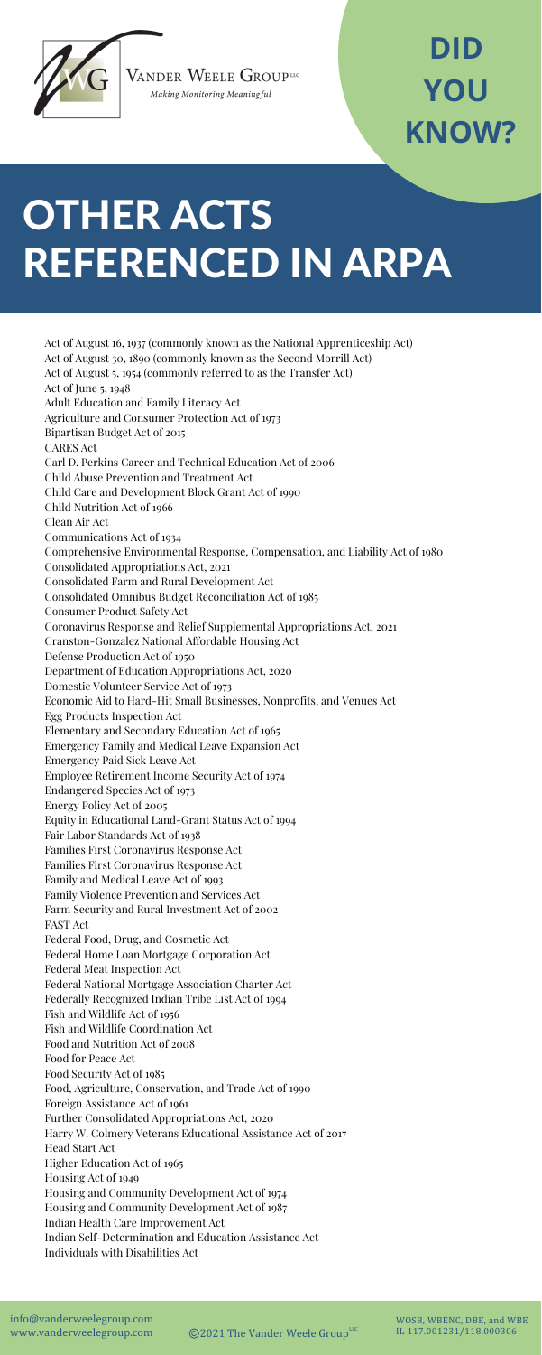Vander Weele Group LLC

*Making Monitoring Meaningful*

**DID YOU KNOW?**

# OTHER ACTS REFERENCED IN ARPA

Act of August 16, 1937 (commonly known as the National Apprenticeship Act)
Act of August 30, 1890 (commonly known as the Second Morrill Act)
Act of August 5, 1954 (commonly referred to as the Transfer Act)
Act of June 5, 1948
Adult Education and Family Literacy Act
Agriculture and Consumer Protection Act of 1973
Bipartisan Budget Act of 2015
CARES Act
Carl D. Perkins Career and Technical Education Act of 2006
Child Abuse Prevention and Treatment Act
Child Care and Development Block Grant Act of 1990
Child Nutrition Act of 1966
Clean Air Act
Communications Act of 1934
Comprehensive Environmental Response, Compensation, and Liability Act of 1980
Consolidated Appropriations Act, 2021
Consolidated Farm and Rural Development Act
Consolidated Omnibus Budget Reconciliation Act of 1985
Consumer Product Safety Act
Coronavirus Response and Relief Supplemental Appropriations Act, 2021
Cranston-Gonzalez National Affordable Housing Act
Defense Production Act of 1950
Department of Education Appropriations Act, 2020
Domestic Volunteer Service Act of 1973
Economic Aid to Hard-Hit Small Businesses, Nonprofits, and Venues Act
Egg Products Inspection Act
Elementary and Secondary Education Act of 1965
Emergency Family and Medical Leave Expansion Act
Emergency Paid Sick Leave Act
Employee Retirement Income Security Act of 1974
Endangered Species Act of 1973
Energy Policy Act of 2005
Equity in Educational Land-Grant Status Act of 1994
Fair Labor Standards Act of 1938
Families First Coronavirus Response Act
Families First Coronavirus Response Act
Family and Medical Leave Act of 1993
Family Violence Prevention and Services Act
Farm Security and Rural Investment Act of 2002
FAST Act
Federal Food, Drug, and Cosmetic Act
Federal Home Loan Mortgage Corporation Act
Federal Meat Inspection Act
Federal National Mortgage Association Charter Act
Federally Recognized Indian Tribe List Act of 1994
Fish and Wildlife Act of 1956
Fish and Wildlife Coordination Act
Food and Nutrition Act of 2008
Food for Peace Act
Food Security Act of 1985
Food, Agriculture, Conservation, and Trade Act of 1990
Foreign Assistance Act of 1961
Further Consolidated Appropriations Act, 2020
Harry W. Colmery Veterans Educational Assistance Act of 2017
Head Start Act
Higher Education Act of 1965
Housing Act of 1949
Housing and Community Development Act of 1974
Housing and Community Development Act of 1987
Indian Health Care Improvement Act
Indian Self-Determination and Education Assistance Act
Individuals with Disabilities Act

info@vanderweelegroup.com
www.vanderweelegroup.com

©2021 The Vander Weele Group LLC

WOSB, WBENC, DBE, and WBE
IL 117.001231/118.000306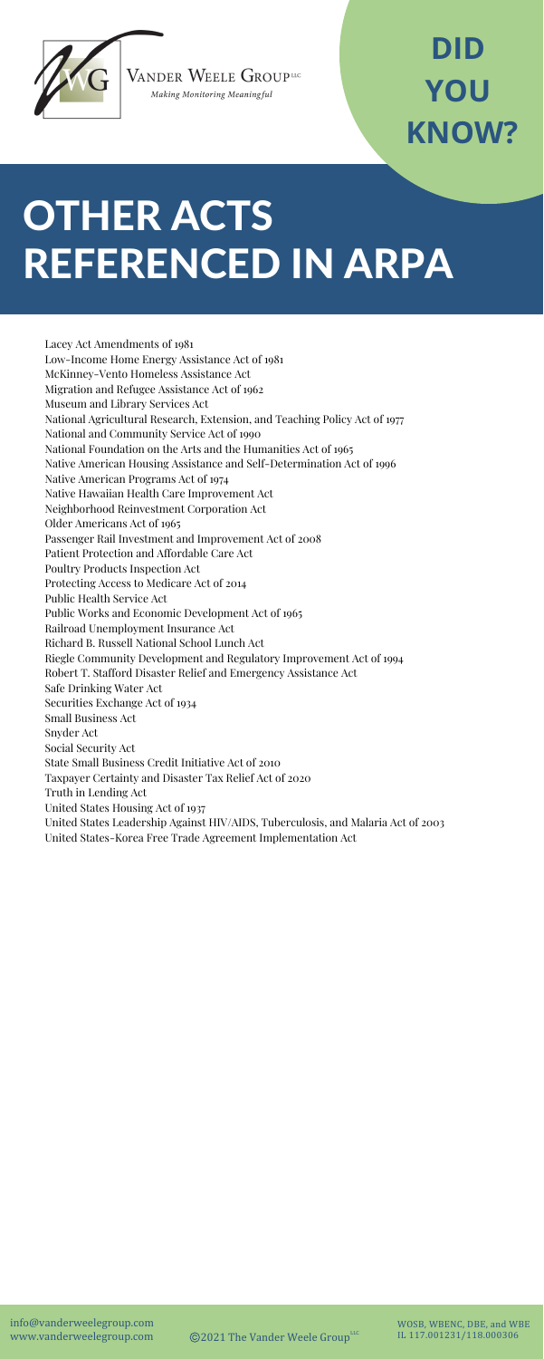Vander Weele Group LLC
*Making Monitoring Meaningful*

**DID YOU KNOW?**

# OTHER ACTS REFERENCED IN ARPA

Lacey Act Amendments of 1981
Low-Income Home Energy Assistance Act of 1981
McKinney-Vento Homeless Assistance Act
Migration and Refugee Assistance Act of 1962
Museum and Library Services Act
National Agricultural Research, Extension, and Teaching Policy Act of 1977
National and Community Service Act of 1990
National Foundation on the Arts and the Humanities Act of 1965
Native American Housing Assistance and Self-Determination Act of 1996
Native American Programs Act of 1974
Native Hawaiian Health Care Improvement Act
Neighborhood Reinvestment Corporation Act
Older Americans Act of 1965
Passenger Rail Investment and Improvement Act of 2008
Patient Protection and Affordable Care Act
Poultry Products Inspection Act
Protecting Access to Medicare Act of 2014
Public Health Service Act
Public Works and Economic Development Act of 1965
Railroad Unemployment Insurance Act
Richard B. Russell National School Lunch Act
Riegle Community Development and Regulatory Improvement Act of 1994
Robert T. Stafford Disaster Relief and Emergency Assistance Act
Safe Drinking Water Act
Securities Exchange Act of 1934
Small Business Act
Snyder Act
Social Security Act
State Small Business Credit Initiative Act of 2010
Taxpayer Certainty and Disaster Tax Relief Act of 2020
Truth in Lending Act
United States Housing Act of 1937
United States Leadership Against HIV/AIDS, Tuberculosis, and Malaria Act of 2003
United States-Korea Free Trade Agreement Implementation Act

info@vanderweelegroup.com
www.vanderweelegroup.com

©2021 The Vander Weele Group LLC

WOSB, WBENC, DBE, and WBE
IL 117.001231/118.000306